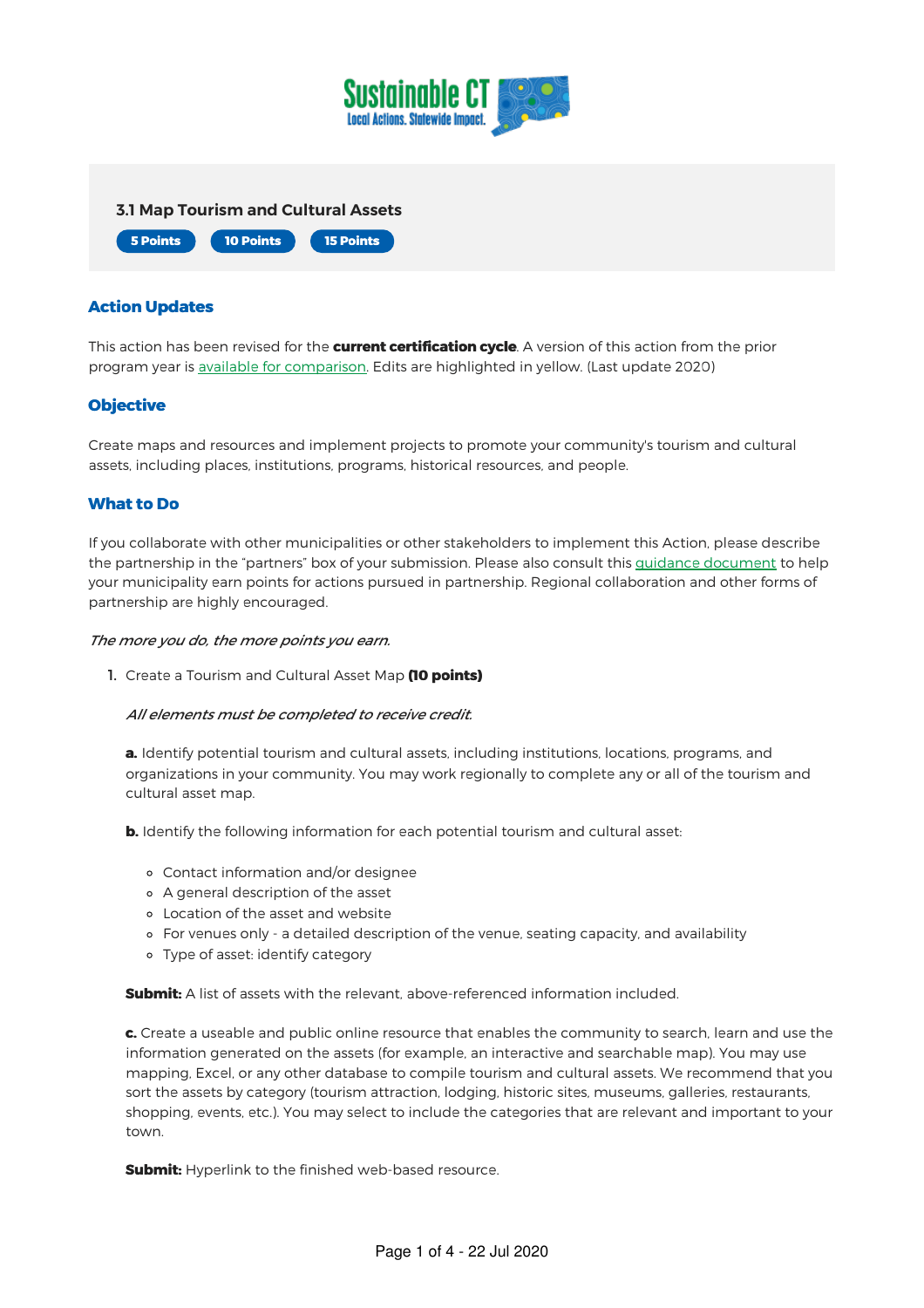### 3.1 Map Tourism and Cultural Assets

**5 Points** **10 Points** **15 Points**

## Action Updates

This action has been revised for the **current certification cycle**. A version of this action from the prior program year is [available for comparison](). Edits are highlighted in yellow. (Last update 2020)

## Objective

Create maps and resources and implement projects to promote your community's tourism and cultural assets, including places, institutions, programs, historical resources, and people.

## What to Do

If you collaborate with other municipalities or other stakeholders to implement this Action, please describe the partnership in the "partners" box of your submission. Please also consult this [guidance document]() to help your municipality earn points for actions pursued in partnership. Regional collaboration and other forms of partnership are highly encouraged.

*The more you do, the more points you earn.*

1. Create a Tourism and Cultural Asset Map **(10 points)**

   *All elements must be completed to receive credit.*

   **a.** Identify potential tourism and cultural assets, including institutions, locations, programs, and organizations in your community. You may work regionally to complete any or all of the tourism and cultural asset map.

   **b.** Identify the following information for each potential tourism and cultural asset:

   - Contact information and/or designee
   - A general description of the asset
   - Location of the asset and website
   - For venues only - a detailed description of the venue, seating capacity, and availability
   - Type of asset: identify category

   **Submit:** A list of assets with the relevant, above-referenced information included.

   **c.** Create a useable and public online resource that enables the community to search, learn and use the information generated on the assets (for example, an interactive and searchable map). You may use mapping, Excel, or any other database to compile tourism and cultural assets. We recommend that you sort the assets by category (tourism attraction, lodging, historic sites, museums, galleries, restaurants, shopping, events, etc.). You may select to include the categories that are relevant and important to your town.

   **Submit:** Hyperlink to the finished web-based resource.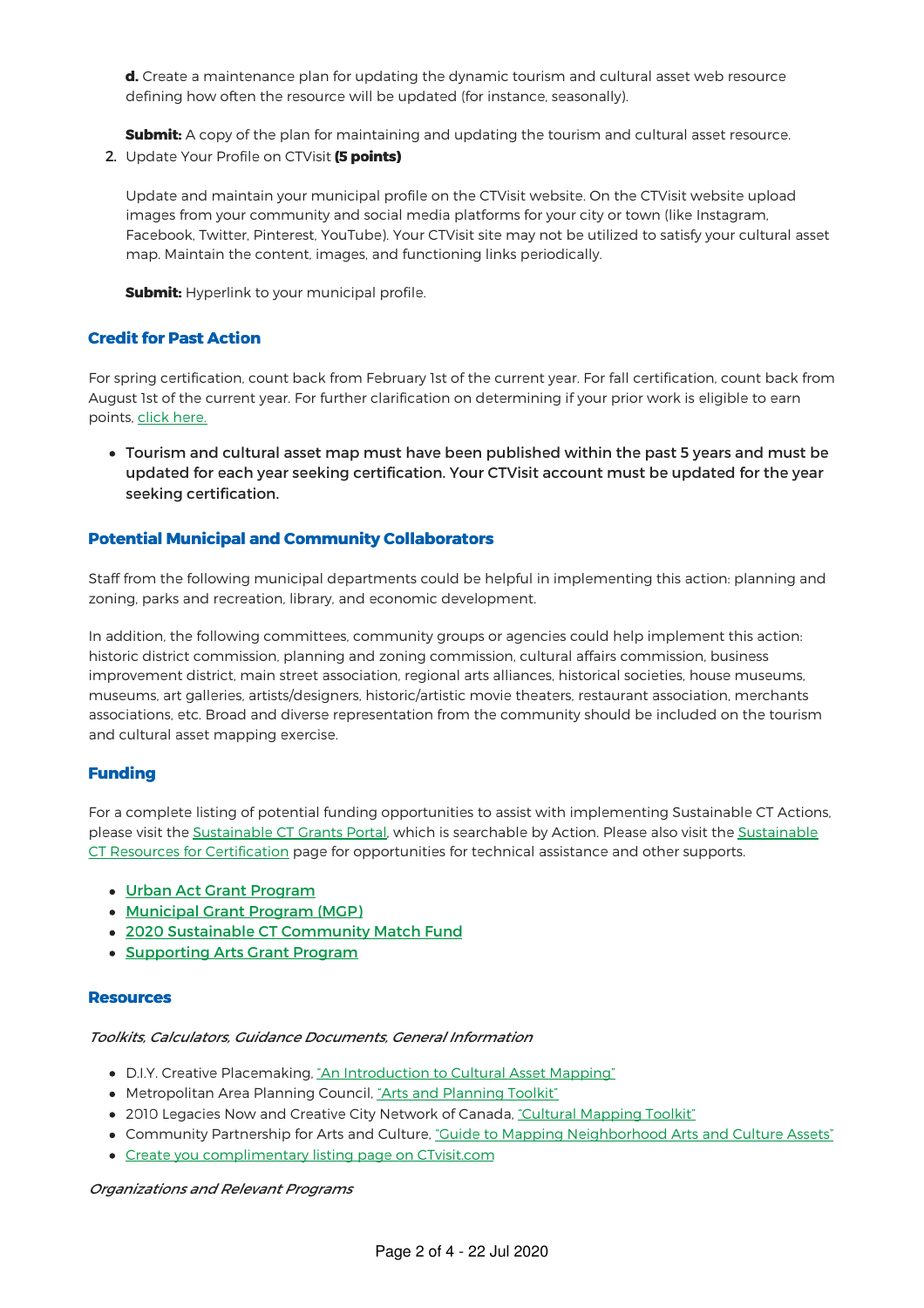**d.** Create a maintenance plan for updating the dynamic tourism and cultural asset web resource defining how often the resource will be updated (for instance, seasonally).

**Submit:** A copy of the plan for maintaining and updating the tourism and cultural asset resource.

2. Update Your Profile on CTVisit **(5 points)**

   Update and maintain your municipal profile on the CTVisit website. On the CTVisit website upload images from your community and social media platforms for your city or town (like Instagram, Facebook, Twitter, Pinterest, YouTube). Your CTVisit site may not be utilized to satisfy your cultural asset map. Maintain the content, images, and functioning links periodically.

   **Submit:** Hyperlink to your municipal profile.

### Credit for Past Action

For spring certification, count back from February 1st of the current year. For fall certification, count back from August 1st of the current year. For further clarification on determining if your prior work is eligible to earn points, click here.

- Tourism and cultural asset map must have been published within the past 5 years and must be updated for each year seeking certification. Your CTVisit account must be updated for the year seeking certification.

### Potential Municipal and Community Collaborators

Staff from the following municipal departments could be helpful in implementing this action: planning and zoning, parks and recreation, library, and economic development.

In addition, the following committees, community groups or agencies could help implement this action: historic district commission, planning and zoning commission, cultural affairs commission, business improvement district, main street association, regional arts alliances, historical societies, house museums, museums, art galleries, artists/designers, historic/artistic movie theaters, restaurant association, merchants associations, etc. Broad and diverse representation from the community should be included on the tourism and cultural asset mapping exercise.

### Funding

For a complete listing of potential funding opportunities to assist with implementing Sustainable CT Actions, please visit the Sustainable CT Grants Portal, which is searchable by Action. Please also visit the Sustainable CT Resources for Certification page for opportunities for technical assistance and other supports.

- Urban Act Grant Program
- Municipal Grant Program (MGP)
- 2020 Sustainable CT Community Match Fund
- Supporting Arts Grant Program

### Resources

*Toolkits, Calculators, Guidance Documents, General Information*

- D.I.Y. Creative Placemaking, "An Introduction to Cultural Asset Mapping"
- Metropolitan Area Planning Council, "Arts and Planning Toolkit"
- 2010 Legacies Now and Creative City Network of Canada, "Cultural Mapping Toolkit"
- Community Partnership for Arts and Culture, "Guide to Mapping Neighborhood Arts and Culture Assets"
- Create you complimentary listing page on CTvisit.com

*Organizations and Relevant Programs*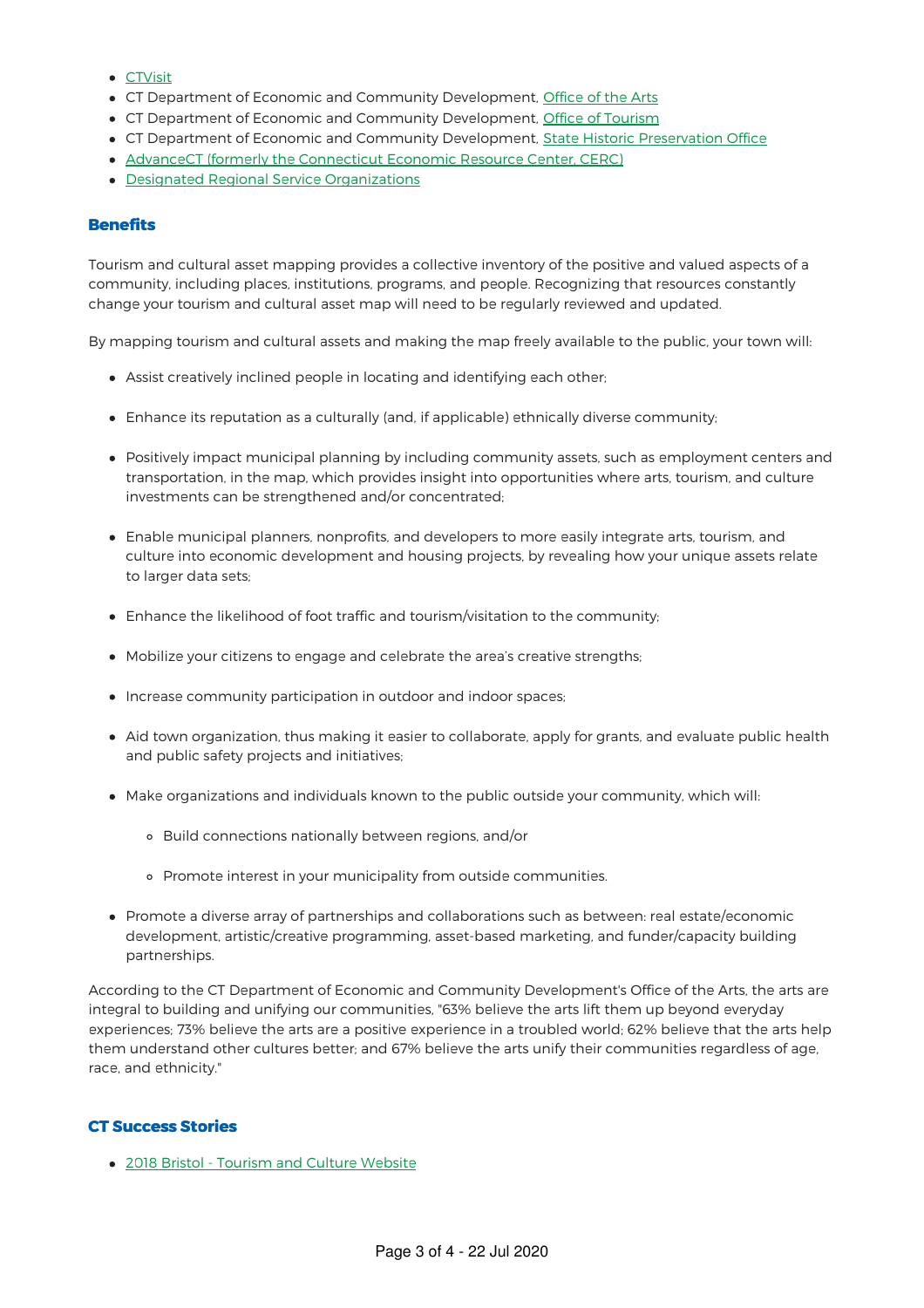- CTVisit
- CT Department of Economic and Community Development, Office of the Arts
- CT Department of Economic and Community Development, Office of Tourism
- CT Department of Economic and Community Development, State Historic Preservation Office
- AdvanceCT (formerly the Connecticut Economic Resource Center, CERC)
- Designated Regional Service Organizations

### Benefits

Tourism and cultural asset mapping provides a collective inventory of the positive and valued aspects of a community, including places, institutions, programs, and people. Recognizing that resources constantly change your tourism and cultural asset map will need to be regularly reviewed and updated.

By mapping tourism and cultural assets and making the map freely available to the public, your town will:

- Assist creatively inclined people in locating and identifying each other;
- Enhance its reputation as a culturally (and, if applicable) ethnically diverse community;
- Positively impact municipal planning by including community assets, such as employment centers and transportation, in the map, which provides insight into opportunities where arts, tourism, and culture investments can be strengthened and/or concentrated;
- Enable municipal planners, nonprofits, and developers to more easily integrate arts, tourism, and culture into economic development and housing projects, by revealing how your unique assets relate to larger data sets;
- Enhance the likelihood of foot traffic and tourism/visitation to the community;
- Mobilize your citizens to engage and celebrate the area's creative strengths;
- Increase community participation in outdoor and indoor spaces;
- Aid town organization, thus making it easier to collaborate, apply for grants, and evaluate public health and public safety projects and initiatives;
- Make organizations and individuals known to the public outside your community, which will:
    - Build connections nationally between regions, and/or
    - Promote interest in your municipality from outside communities.
- Promote a diverse array of partnerships and collaborations such as between: real estate/economic development, artistic/creative programming, asset-based marketing, and funder/capacity building partnerships.

According to the CT Department of Economic and Community Development's Office of the Arts, the arts are integral to building and unifying our communities, "63% believe the arts lift them up beyond everyday experiences; 73% believe the arts are a positive experience in a troubled world; 62% believe that the arts help them understand other cultures better; and 67% believe the arts unify their communities regardless of age, race, and ethnicity."

### CT Success Stories

- 2018 Bristol - Tourism and Culture Website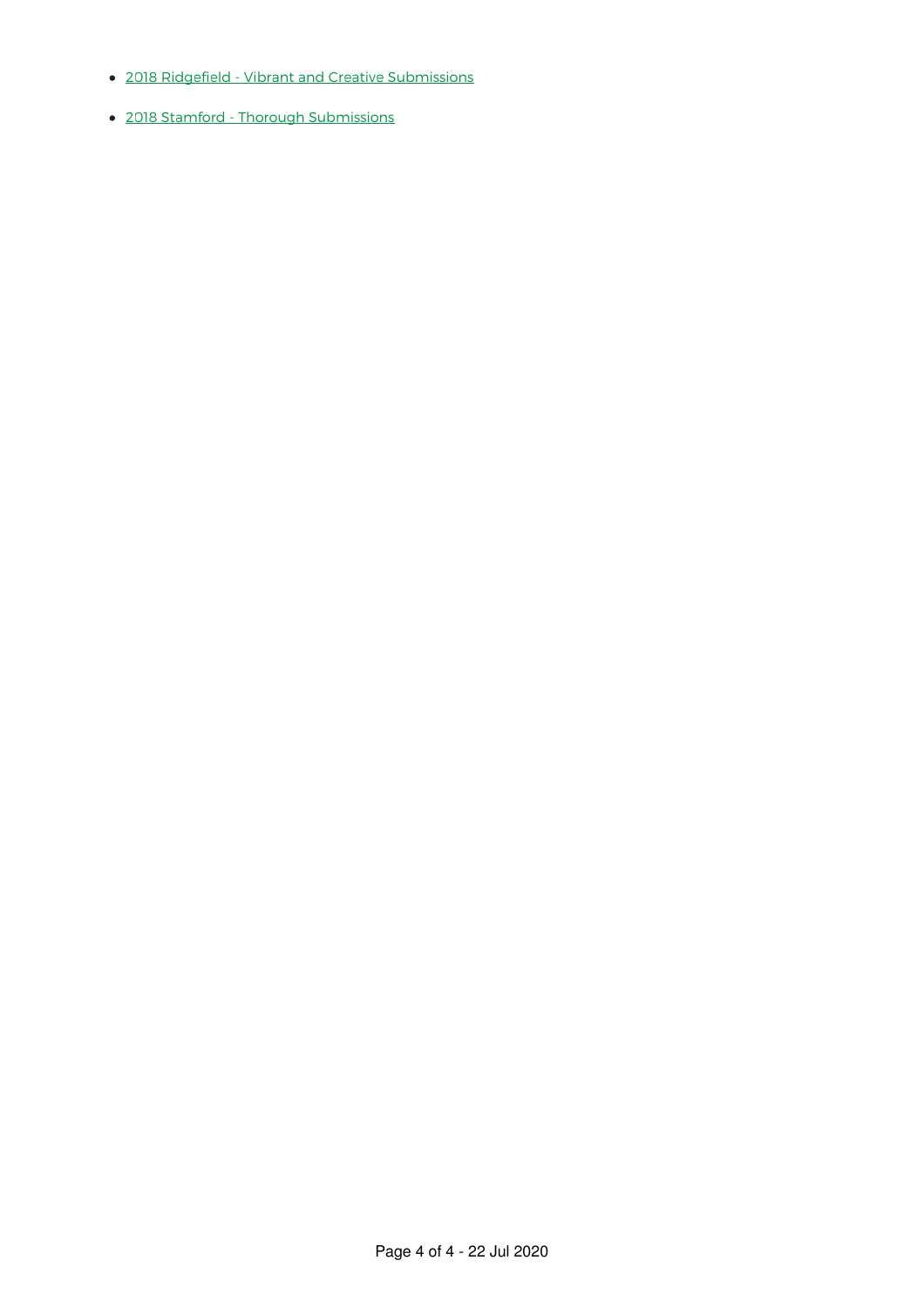- 2018 Ridgefield - Vibrant and Creative Submissions
- 2018 Stamford - Thorough Submissions